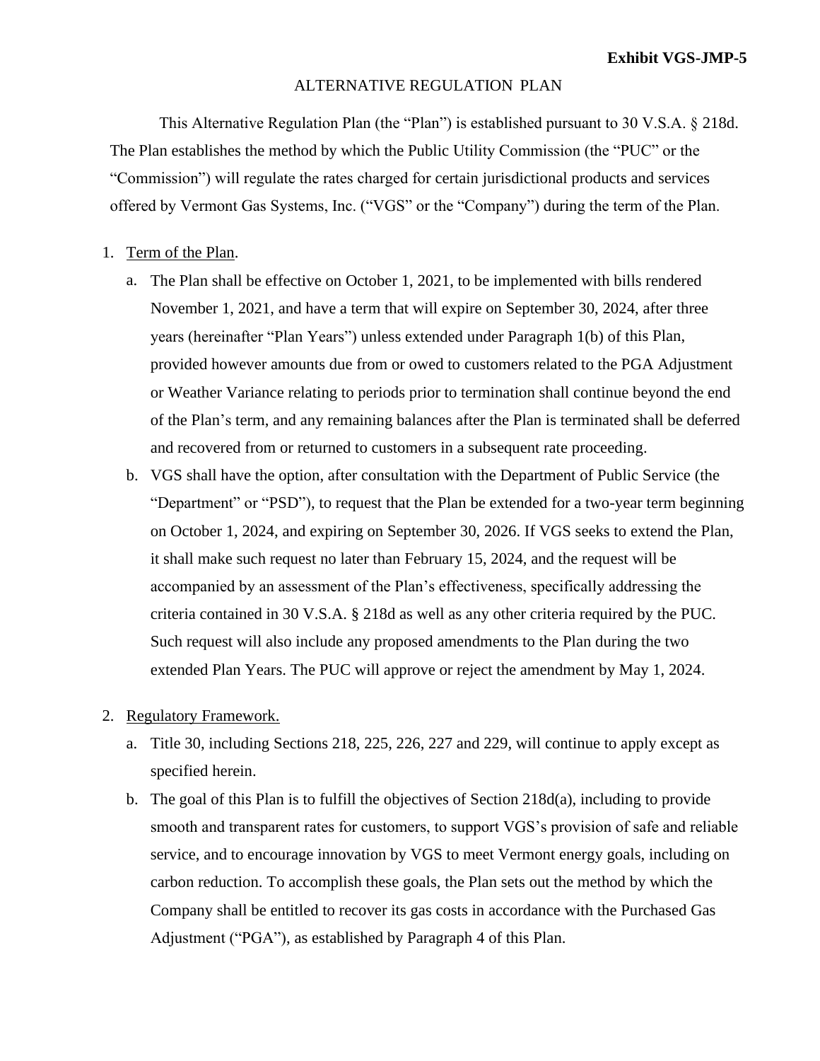**Exhibit VGS-JMP-5**

# ALTERNATIVE REGULATION PLAN

This Alternative Regulation Plan (the "Plan") is established pursuant to 30 V.S.A. § 218d. The Plan establishes the method by which the Public Utility Commission (the "PUC" or the "Commission") will regulate the rates charged for certain jurisdictional products and services offered by Vermont Gas Systems, Inc. ("VGS" or the "Company") during the term of the Plan.

1. <u>Term of the Plan</u>.
   a. The Plan shall be effective on October 1, 2021, to be implemented with bills rendered November 1, 2021, and have a term that will expire on September 30, 2024, after three years (hereinafter "Plan Years") unless extended under Paragraph 1(b) of this Plan, provided however amounts due from or owed to customers related to the PGA Adjustment or Weather Variance relating to periods prior to termination shall continue beyond the end of the Plan's term, and any remaining balances after the Plan is terminated shall be deferred and recovered from or returned to customers in a subsequent rate proceeding.
   b. VGS shall have the option, after consultation with the Department of Public Service (the "Department" or "PSD"), to request that the Plan be extended for a two-year term beginning on October 1, 2024, and expiring on September 30, 2026. If VGS seeks to extend the Plan, it shall make such request no later than February 15, 2024, and the request will be accompanied by an assessment of the Plan's effectiveness, specifically addressing the criteria contained in 30 V.S.A. § 218d as well as any other criteria required by the PUC. Such request will also include any proposed amendments to the Plan during the two extended Plan Years. The PUC will approve or reject the amendment by May 1, 2024.

2. <u>Regulatory Framework.</u>
   a. Title 30, including Sections 218, 225, 226, 227 and 229, will continue to apply except as specified herein.
   b. The goal of this Plan is to fulfill the objectives of Section 218d(a), including to provide smooth and transparent rates for customers, to support VGS's provision of safe and reliable service, and to encourage innovation by VGS to meet Vermont energy goals, including on carbon reduction. To accomplish these goals, the Plan sets out the method by which the Company shall be entitled to recover its gas costs in accordance with the Purchased Gas Adjustment ("PGA"), as established by Paragraph 4 of this Plan.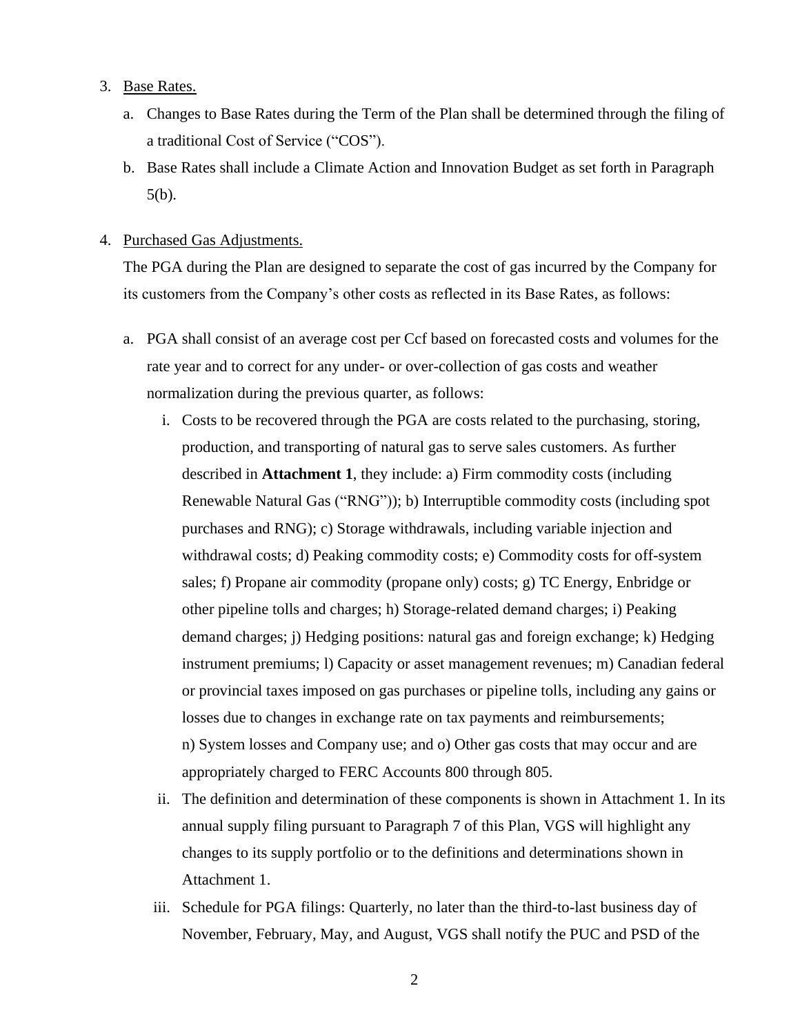3. Base Rates.

   a. Changes to Base Rates during the Term of the Plan shall be determined through the filing of a traditional Cost of Service ("COS").

   b. Base Rates shall include a Climate Action and Innovation Budget as set forth in Paragraph 5(b).

4. Purchased Gas Adjustments.

   The PGA during the Plan are designed to separate the cost of gas incurred by the Company for its customers from the Company's other costs as reflected in its Base Rates, as follows:

   a. PGA shall consist of an average cost per Ccf based on forecasted costs and volumes for the rate year and to correct for any under- or over-collection of gas costs and weather normalization during the previous quarter, as follows:

      i. Costs to be recovered through the PGA are costs related to the purchasing, storing, production, and transporting of natural gas to serve sales customers. As further described in **Attachment 1**, they include: a) Firm commodity costs (including Renewable Natural Gas ("RNG")); b) Interruptible commodity costs (including spot purchases and RNG); c) Storage withdrawals, including variable injection and withdrawal costs; d) Peaking commodity costs; e) Commodity costs for off-system sales; f) Propane air commodity (propane only) costs; g) TC Energy, Enbridge or other pipeline tolls and charges; h) Storage-related demand charges; i) Peaking demand charges; j) Hedging positions: natural gas and foreign exchange; k) Hedging instrument premiums; l) Capacity or asset management revenues; m) Canadian federal or provincial taxes imposed on gas purchases or pipeline tolls, including any gains or losses due to changes in exchange rate on tax payments and reimbursements; n) System losses and Company use; and o) Other gas costs that may occur and are appropriately charged to FERC Accounts 800 through 805.

      ii. The definition and determination of these components is shown in Attachment 1. In its annual supply filing pursuant to Paragraph 7 of this Plan, VGS will highlight any changes to its supply portfolio or to the definitions and determinations shown in Attachment 1.

      iii. Schedule for PGA filings: Quarterly, no later than the third-to-last business day of November, February, May, and August, VGS shall notify the PUC and PSD of the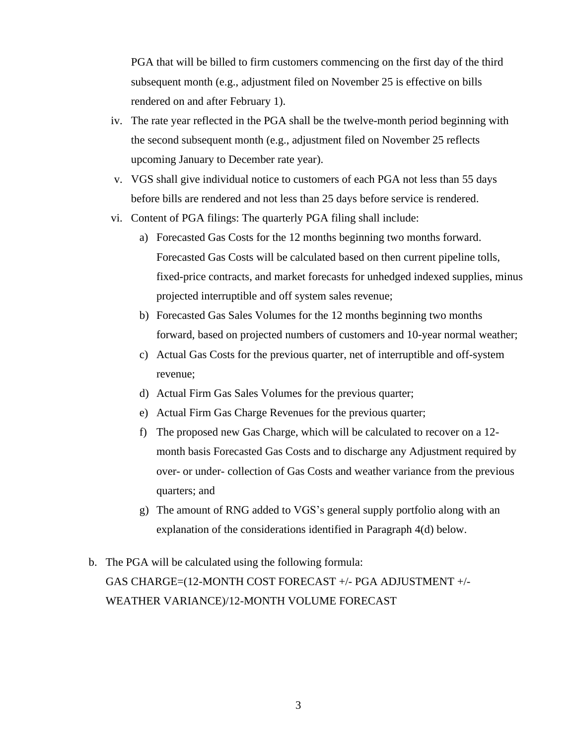PGA that will be billed to firm customers commencing on the first day of the third subsequent month (e.g., adjustment filed on November 25 is effective on bills rendered on and after February 1).

iv. The rate year reflected in the PGA shall be the twelve-month period beginning with the second subsequent month (e.g., adjustment filed on November 25 reflects upcoming January to December rate year).

v. VGS shall give individual notice to customers of each PGA not less than 55 days before bills are rendered and not less than 25 days before service is rendered.

vi. Content of PGA filings: The quarterly PGA filing shall include:

   a) Forecasted Gas Costs for the 12 months beginning two months forward. Forecasted Gas Costs will be calculated based on then current pipeline tolls, fixed-price contracts, and market forecasts for unhedged indexed supplies, minus projected interruptible and off system sales revenue;

   b) Forecasted Gas Sales Volumes for the 12 months beginning two months forward, based on projected numbers of customers and 10-year normal weather;

   c) Actual Gas Costs for the previous quarter, net of interruptible and off-system revenue;

   d) Actual Firm Gas Sales Volumes for the previous quarter;

   e) Actual Firm Gas Charge Revenues for the previous quarter;

   f) The proposed new Gas Charge, which will be calculated to recover on a 12-month basis Forecasted Gas Costs and to discharge any Adjustment required by over- or under- collection of Gas Costs and weather variance from the previous quarters; and

   g) The amount of RNG added to VGS's general supply portfolio along with an explanation of the considerations identified in Paragraph 4(d) below.

b. The PGA will be calculated using the following formula:
   GAS CHARGE=(12-MONTH COST FORECAST +/- PGA ADJUSTMENT +/- WEATHER VARIANCE)/12-MONTH VOLUME FORECAST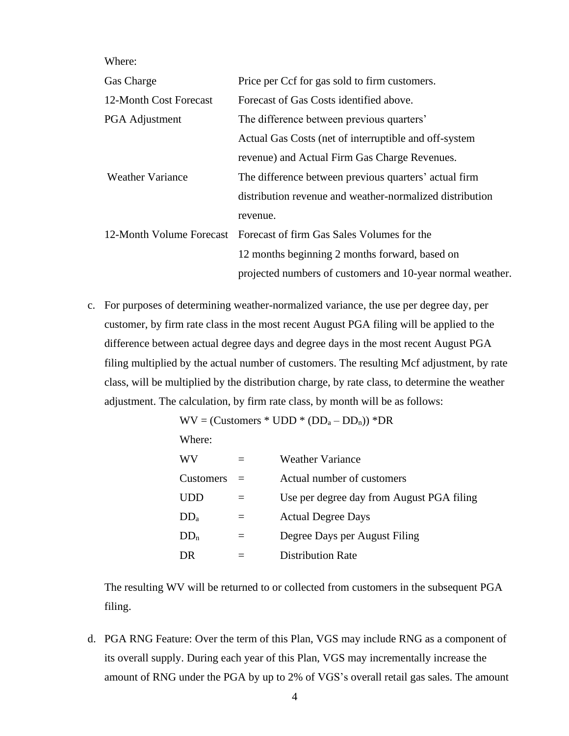Where:

| | |
|---|---|
| Gas Charge | Price per Ccf for gas sold to firm customers. |
| 12-Month Cost Forecast | Forecast of Gas Costs identified above. |
| PGA Adjustment | The difference between previous quarters' Actual Gas Costs (net of interruptible and off-system revenue) and Actual Firm Gas Charge Revenues. |
| Weather Variance | The difference between previous quarters' actual firm distribution revenue and weather-normalized distribution revenue. |
| 12-Month Volume Forecast | Forecast of firm Gas Sales Volumes for the 12 months beginning 2 months forward, based on projected numbers of customers and 10-year normal weather. |

c. For purposes of determining weather-normalized variance, the use per degree day, per customer, by firm rate class in the most recent August PGA filing will be applied to the difference between actual degree days and degree days in the most recent August PGA filing multiplied by the actual number of customers. The resulting Mcf adjustment, by rate class, will be multiplied by the distribution charge, by rate class, to determine the weather adjustment. The calculation, by firm rate class, by month will be as follows:

$$WV = (Customers * UDD * (DD_a - DD_n)) * DR$$

Where:

| | | |
|---|---|---|
| WV | = | Weather Variance |
| Customers | = | Actual number of customers |
| UDD | = | Use per degree day from August PGA filing |
| $DD_a$ | = | Actual Degree Days |
| $DD_n$ | = | Degree Days per August Filing |
| DR | = | Distribution Rate |

The resulting WV will be returned to or collected from customers in the subsequent PGA filing.

d. PGA RNG Feature: Over the term of this Plan, VGS may include RNG as a component of its overall supply. During each year of this Plan, VGS may incrementally increase the amount of RNG under the PGA by up to 2% of VGS's overall retail gas sales. The amount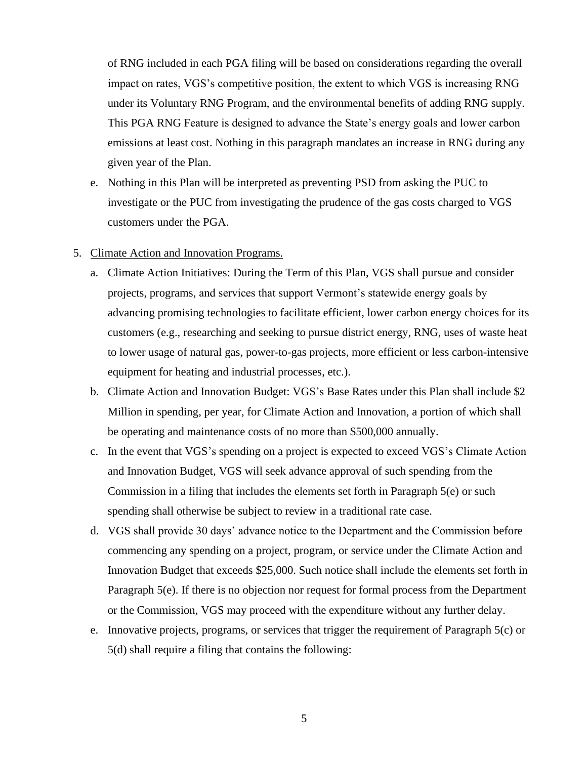of RNG included in each PGA filing will be based on considerations regarding the overall impact on rates, VGS's competitive position, the extent to which VGS is increasing RNG under its Voluntary RNG Program, and the environmental benefits of adding RNG supply. This PGA RNG Feature is designed to advance the State's energy goals and lower carbon emissions at least cost. Nothing in this paragraph mandates an increase in RNG during any given year of the Plan.

e. Nothing in this Plan will be interpreted as preventing PSD from asking the PUC to investigate or the PUC from investigating the prudence of the gas costs charged to VGS customers under the PGA.

5. Climate Action and Innovation Programs.

   a. Climate Action Initiatives: During the Term of this Plan, VGS shall pursue and consider projects, programs, and services that support Vermont's statewide energy goals by advancing promising technologies to facilitate efficient, lower carbon energy choices for its customers (e.g., researching and seeking to pursue district energy, RNG, uses of waste heat to lower usage of natural gas, power-to-gas projects, more efficient or less carbon-intensive equipment for heating and industrial processes, etc.).

   b. Climate Action and Innovation Budget: VGS's Base Rates under this Plan shall include $2 Million in spending, per year, for Climate Action and Innovation, a portion of which shall be operating and maintenance costs of no more than $500,000 annually.

   c. In the event that VGS's spending on a project is expected to exceed VGS's Climate Action and Innovation Budget, VGS will seek advance approval of such spending from the Commission in a filing that includes the elements set forth in Paragraph 5(e) or such spending shall otherwise be subject to review in a traditional rate case.

   d. VGS shall provide 30 days' advance notice to the Department and the Commission before commencing any spending on a project, program, or service under the Climate Action and Innovation Budget that exceeds $25,000. Such notice shall include the elements set forth in Paragraph 5(e). If there is no objection nor request for formal process from the Department or the Commission, VGS may proceed with the expenditure without any further delay.

   e. Innovative projects, programs, or services that trigger the requirement of Paragraph 5(c) or 5(d) shall require a filing that contains the following: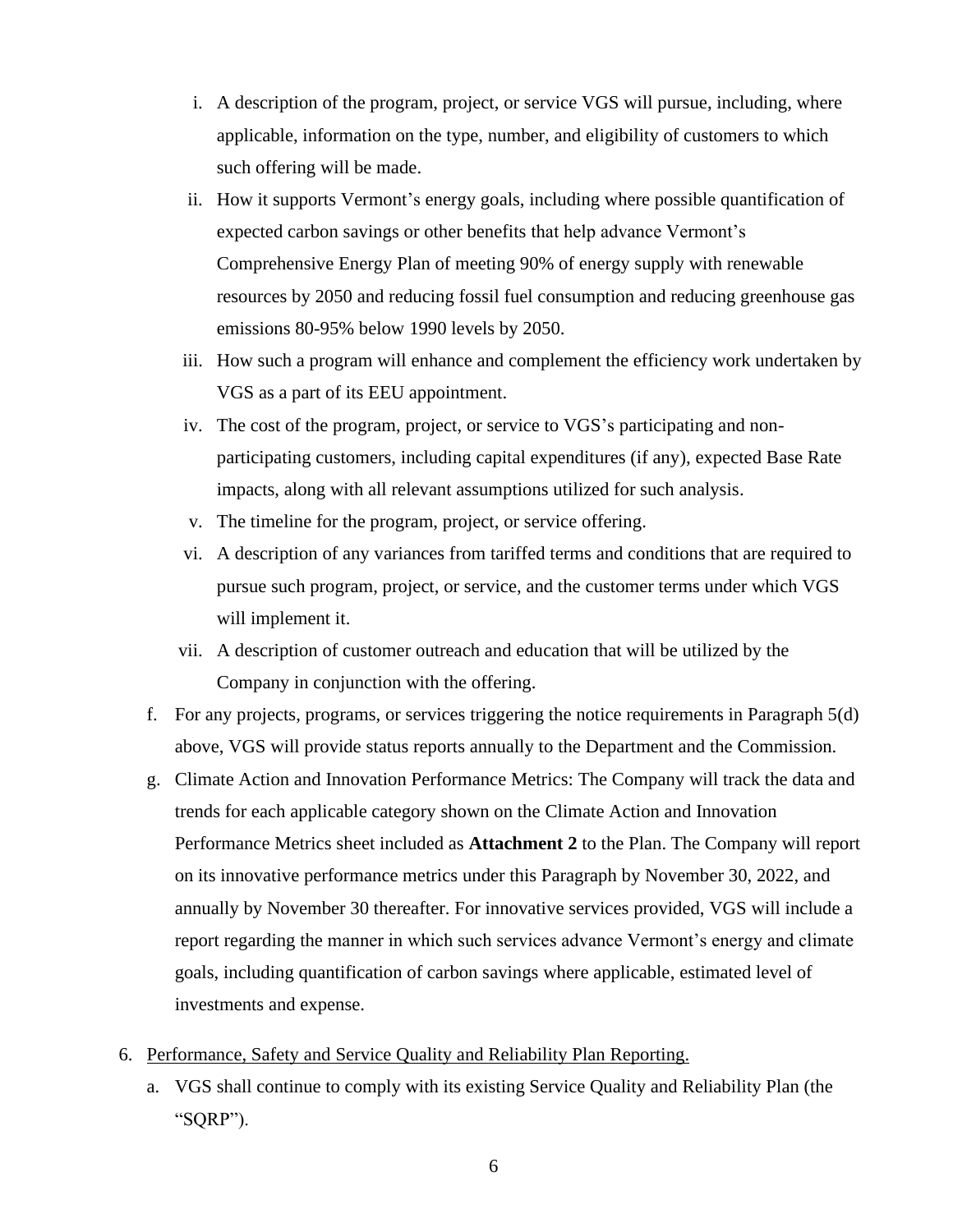i. A description of the program, project, or service VGS will pursue, including, where applicable, information on the type, number, and eligibility of customers to which such offering will be made.

ii. How it supports Vermont's energy goals, including where possible quantification of expected carbon savings or other benefits that help advance Vermont's Comprehensive Energy Plan of meeting 90% of energy supply with renewable resources by 2050 and reducing fossil fuel consumption and reducing greenhouse gas emissions 80-95% below 1990 levels by 2050.

iii. How such a program will enhance and complement the efficiency work undertaken by VGS as a part of its EEU appointment.

iv. The cost of the program, project, or service to VGS's participating and non-participating customers, including capital expenditures (if any), expected Base Rate impacts, along with all relevant assumptions utilized for such analysis.

v. The timeline for the program, project, or service offering.

vi. A description of any variances from tariffed terms and conditions that are required to pursue such program, project, or service, and the customer terms under which VGS will implement it.

vii. A description of customer outreach and education that will be utilized by the Company in conjunction with the offering.

f. For any projects, programs, or services triggering the notice requirements in Paragraph 5(d) above, VGS will provide status reports annually to the Department and the Commission.

g. Climate Action and Innovation Performance Metrics: The Company will track the data and trends for each applicable category shown on the Climate Action and Innovation Performance Metrics sheet included as **Attachment 2** to the Plan. The Company will report on its innovative performance metrics under this Paragraph by November 30, 2022, and annually by November 30 thereafter. For innovative services provided, VGS will include a report regarding the manner in which such services advance Vermont's energy and climate goals, including quantification of carbon savings where applicable, estimated level of investments and expense.

6. Performance, Safety and Service Quality and Reliability Plan Reporting.

a. VGS shall continue to comply with its existing Service Quality and Reliability Plan (the "SQRP").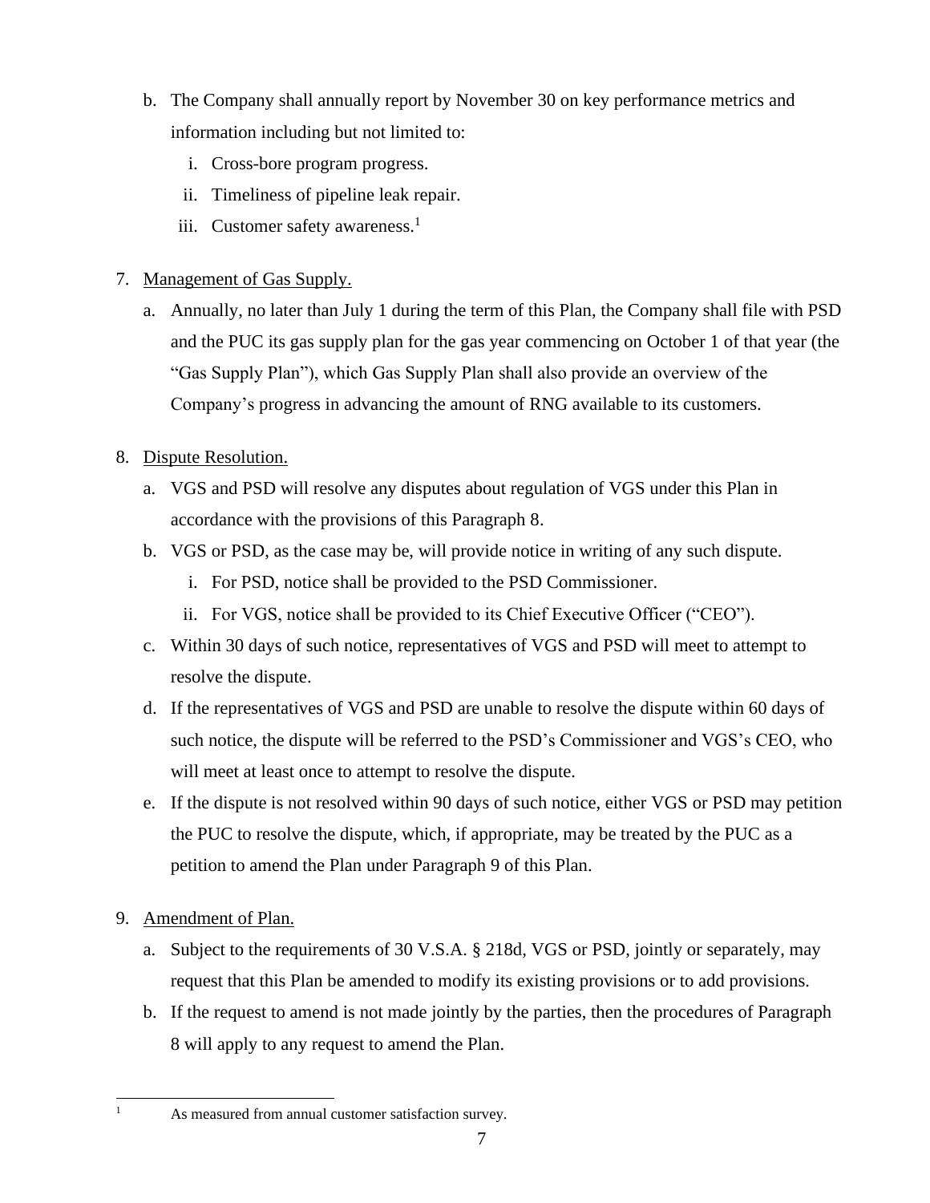b. The Company shall annually report by November 30 on key performance metrics and information including but not limited to:
   i. Cross-bore program progress.
   ii. Timeliness of pipeline leak repair.
   iii. Customer safety awareness.[1]

7. <u>Management of Gas Supply.</u>
   a. Annually, no later than July 1 during the term of this Plan, the Company shall file with PSD and the PUC its gas supply plan for the gas year commencing on October 1 of that year (the "Gas Supply Plan"), which Gas Supply Plan shall also provide an overview of the Company's progress in advancing the amount of RNG available to its customers.

8. <u>Dispute Resolution.</u>
   a. VGS and PSD will resolve any disputes about regulation of VGS under this Plan in accordance with the provisions of this Paragraph 8.
   b. VGS or PSD, as the case may be, will provide notice in writing of any such dispute.
      i. For PSD, notice shall be provided to the PSD Commissioner.
      ii. For VGS, notice shall be provided to its Chief Executive Officer ("CEO").
   c. Within 30 days of such notice, representatives of VGS and PSD will meet to attempt to resolve the dispute.
   d. If the representatives of VGS and PSD are unable to resolve the dispute within 60 days of such notice, the dispute will be referred to the PSD's Commissioner and VGS's CEO, who will meet at least once to attempt to resolve the dispute.
   e. If the dispute is not resolved within 90 days of such notice, either VGS or PSD may petition the PUC to resolve the dispute, which, if appropriate, may be treated by the PUC as a petition to amend the Plan under Paragraph 9 of this Plan.

9. <u>Amendment of Plan.</u>
   a. Subject to the requirements of 30 V.S.A. § 218d, VGS or PSD, jointly or separately, may request that this Plan be amended to modify its existing provisions or to add provisions.
   b. If the request to amend is not made jointly by the parties, then the procedures of Paragraph 8 will apply to any request to amend the Plan.

[1] As measured from annual customer satisfaction survey.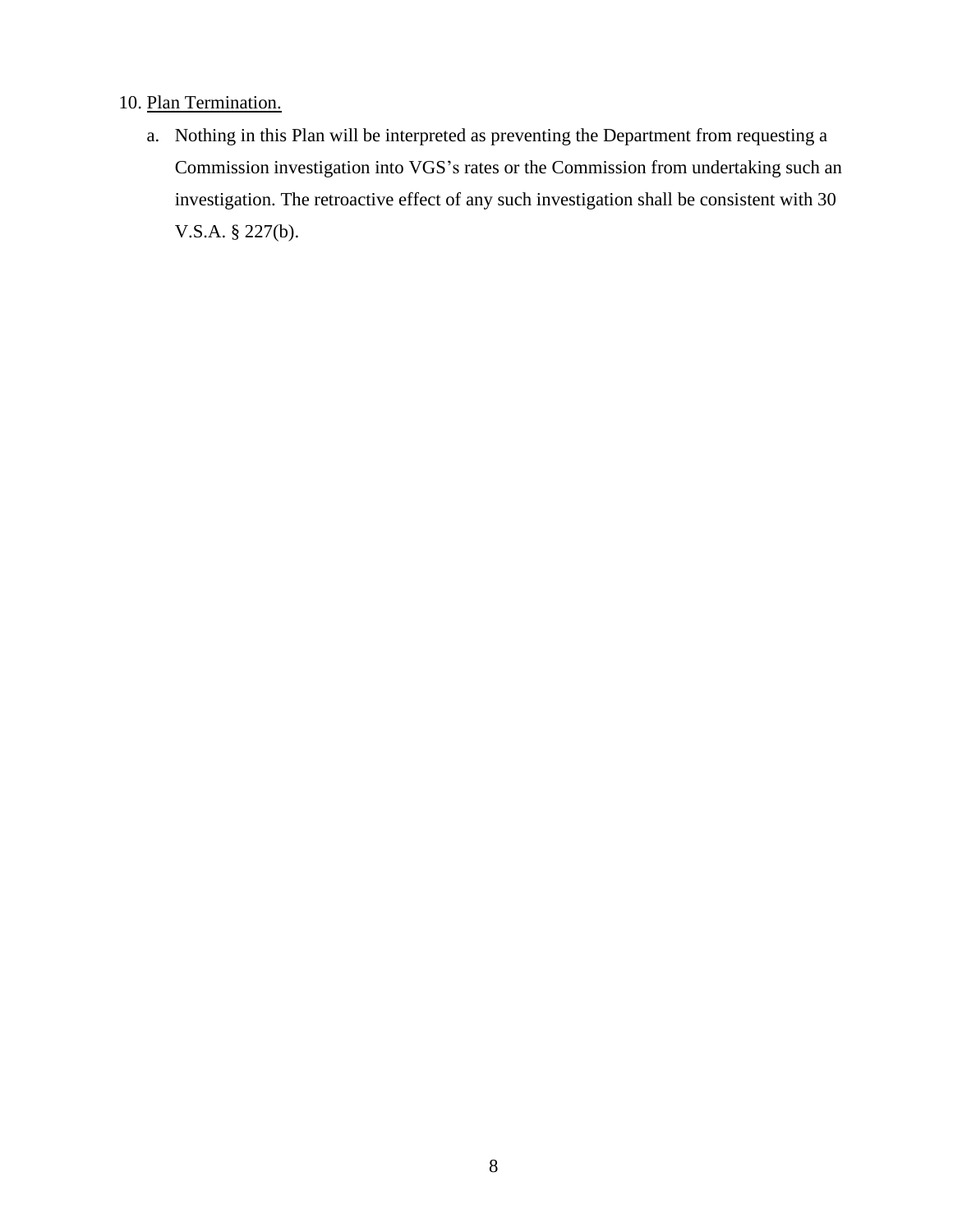10. Plan Termination.

   a. Nothing in this Plan will be interpreted as preventing the Department from requesting a Commission investigation into VGS's rates or the Commission from undertaking such an investigation. The retroactive effect of any such investigation shall be consistent with 30 V.S.A. § 227(b).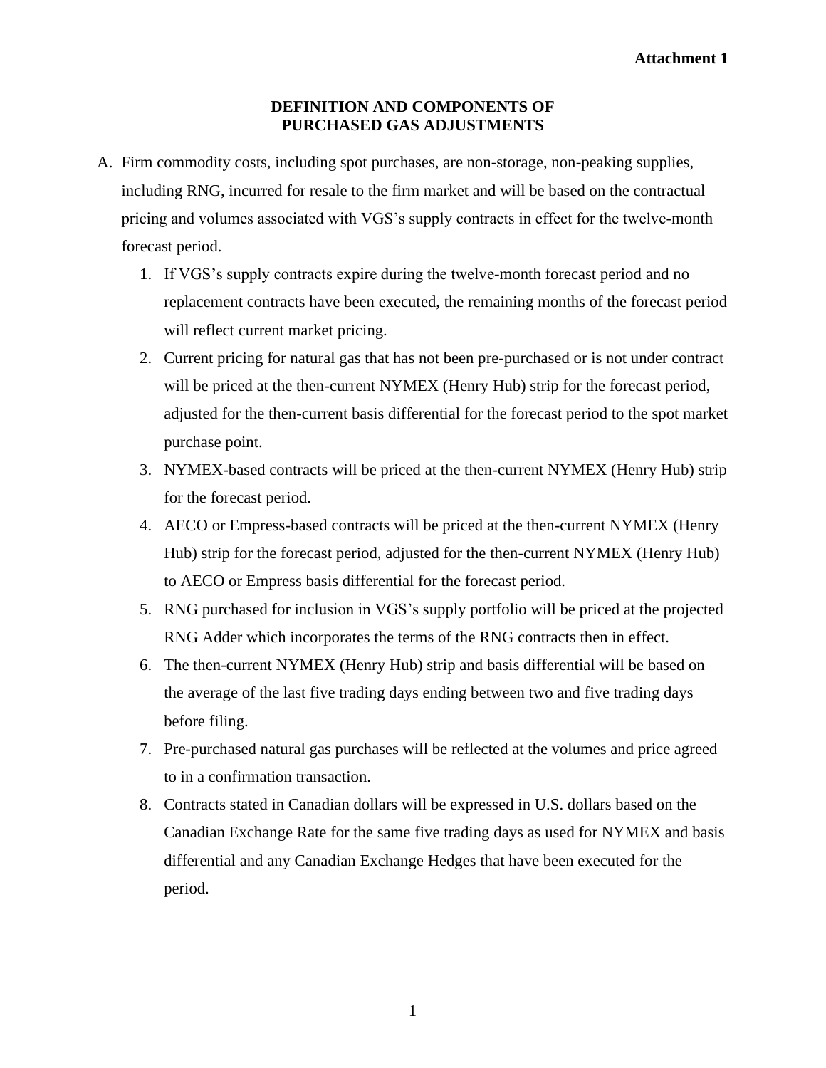**Attachment 1**

# DEFINITION AND COMPONENTS OF PURCHASED GAS ADJUSTMENTS

A. Firm commodity costs, including spot purchases, are non-storage, non-peaking supplies, including RNG, incurred for resale to the firm market and will be based on the contractual pricing and volumes associated with VGS's supply contracts in effect for the twelve-month forecast period.

   1. If VGS's supply contracts expire during the twelve-month forecast period and no replacement contracts have been executed, the remaining months of the forecast period will reflect current market pricing.
   2. Current pricing for natural gas that has not been pre-purchased or is not under contract will be priced at the then-current NYMEX (Henry Hub) strip for the forecast period, adjusted for the then-current basis differential for the forecast period to the spot market purchase point.
   3. NYMEX-based contracts will be priced at the then-current NYMEX (Henry Hub) strip for the forecast period.
   4. AECO or Empress-based contracts will be priced at the then-current NYMEX (Henry Hub) strip for the forecast period, adjusted for the then-current NYMEX (Henry Hub) to AECO or Empress basis differential for the forecast period.
   5. RNG purchased for inclusion in VGS's supply portfolio will be priced at the projected RNG Adder which incorporates the terms of the RNG contracts then in effect.
   6. The then-current NYMEX (Henry Hub) strip and basis differential will be based on the average of the last five trading days ending between two and five trading days before filing.
   7. Pre-purchased natural gas purchases will be reflected at the volumes and price agreed to in a confirmation transaction.
   8. Contracts stated in Canadian dollars will be expressed in U.S. dollars based on the Canadian Exchange Rate for the same five trading days as used for NYMEX and basis differential and any Canadian Exchange Hedges that have been executed for the period.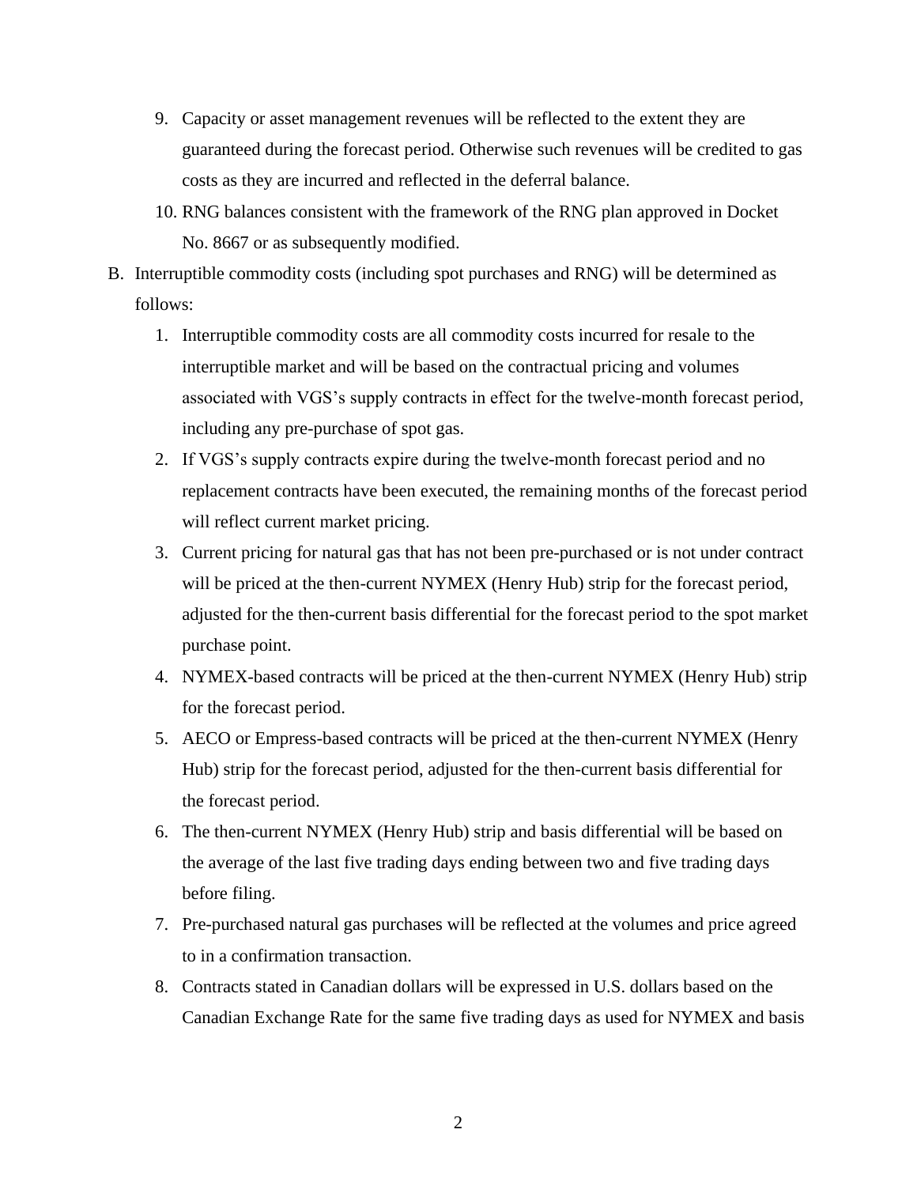9. Capacity or asset management revenues will be reflected to the extent they are guaranteed during the forecast period. Otherwise such revenues will be credited to gas costs as they are incurred and reflected in the deferral balance.
10. RNG balances consistent with the framework of the RNG plan approved in Docket No. 8667 or as subsequently modified.

B. Interruptible commodity costs (including spot purchases and RNG) will be determined as follows:
   1. Interruptible commodity costs are all commodity costs incurred for resale to the interruptible market and will be based on the contractual pricing and volumes associated with VGS's supply contracts in effect for the twelve-month forecast period, including any pre-purchase of spot gas.
   2. If VGS's supply contracts expire during the twelve-month forecast period and no replacement contracts have been executed, the remaining months of the forecast period will reflect current market pricing.
   3. Current pricing for natural gas that has not been pre-purchased or is not under contract will be priced at the then-current NYMEX (Henry Hub) strip for the forecast period, adjusted for the then-current basis differential for the forecast period to the spot market purchase point.
   4. NYMEX-based contracts will be priced at the then-current NYMEX (Henry Hub) strip for the forecast period.
   5. AECO or Empress-based contracts will be priced at the then-current NYMEX (Henry Hub) strip for the forecast period, adjusted for the then-current basis differential for the forecast period.
   6. The then-current NYMEX (Henry Hub) strip and basis differential will be based on the average of the last five trading days ending between two and five trading days before filing.
   7. Pre-purchased natural gas purchases will be reflected at the volumes and price agreed to in a confirmation transaction.
   8. Contracts stated in Canadian dollars will be expressed in U.S. dollars based on the Canadian Exchange Rate for the same five trading days as used for NYMEX and basis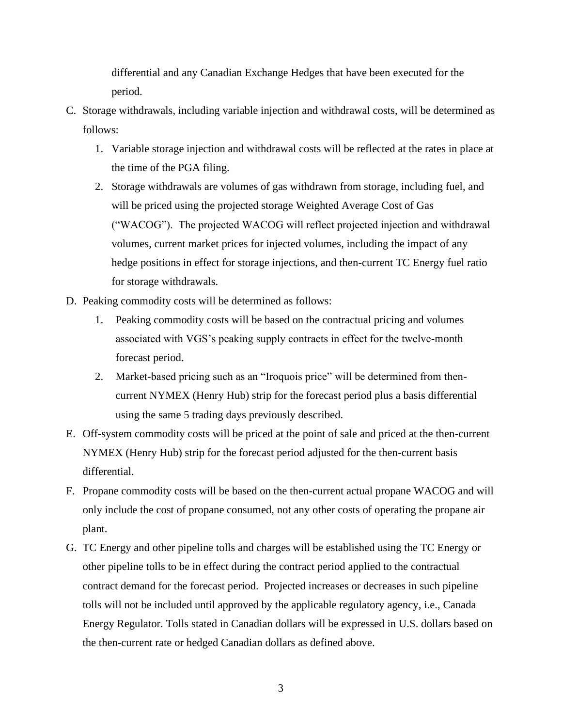differential and any Canadian Exchange Hedges that have been executed for the period.

C. Storage withdrawals, including variable injection and withdrawal costs, will be determined as follows:

    1. Variable storage injection and withdrawal costs will be reflected at the rates in place at the time of the PGA filing.
    2. Storage withdrawals are volumes of gas withdrawn from storage, including fuel, and will be priced using the projected storage Weighted Average Cost of Gas ("WACOG"). The projected WACOG will reflect projected injection and withdrawal volumes, current market prices for injected volumes, including the impact of any hedge positions in effect for storage injections, and then-current TC Energy fuel ratio for storage withdrawals.

D. Peaking commodity costs will be determined as follows:

    1. Peaking commodity costs will be based on the contractual pricing and volumes associated with VGS's peaking supply contracts in effect for the twelve-month forecast period.
    2. Market-based pricing such as an "Iroquois price" will be determined from then-current NYMEX (Henry Hub) strip for the forecast period plus a basis differential using the same 5 trading days previously described.

E. Off-system commodity costs will be priced at the point of sale and priced at the then-current NYMEX (Henry Hub) strip for the forecast period adjusted for the then-current basis differential.

F. Propane commodity costs will be based on the then-current actual propane WACOG and will only include the cost of propane consumed, not any other costs of operating the propane air plant.

G. TC Energy and other pipeline tolls and charges will be established using the TC Energy or other pipeline tolls to be in effect during the contract period applied to the contractual contract demand for the forecast period. Projected increases or decreases in such pipeline tolls will not be included until approved by the applicable regulatory agency, i.e., Canada Energy Regulator. Tolls stated in Canadian dollars will be expressed in U.S. dollars based on the then-current rate or hedged Canadian dollars as defined above.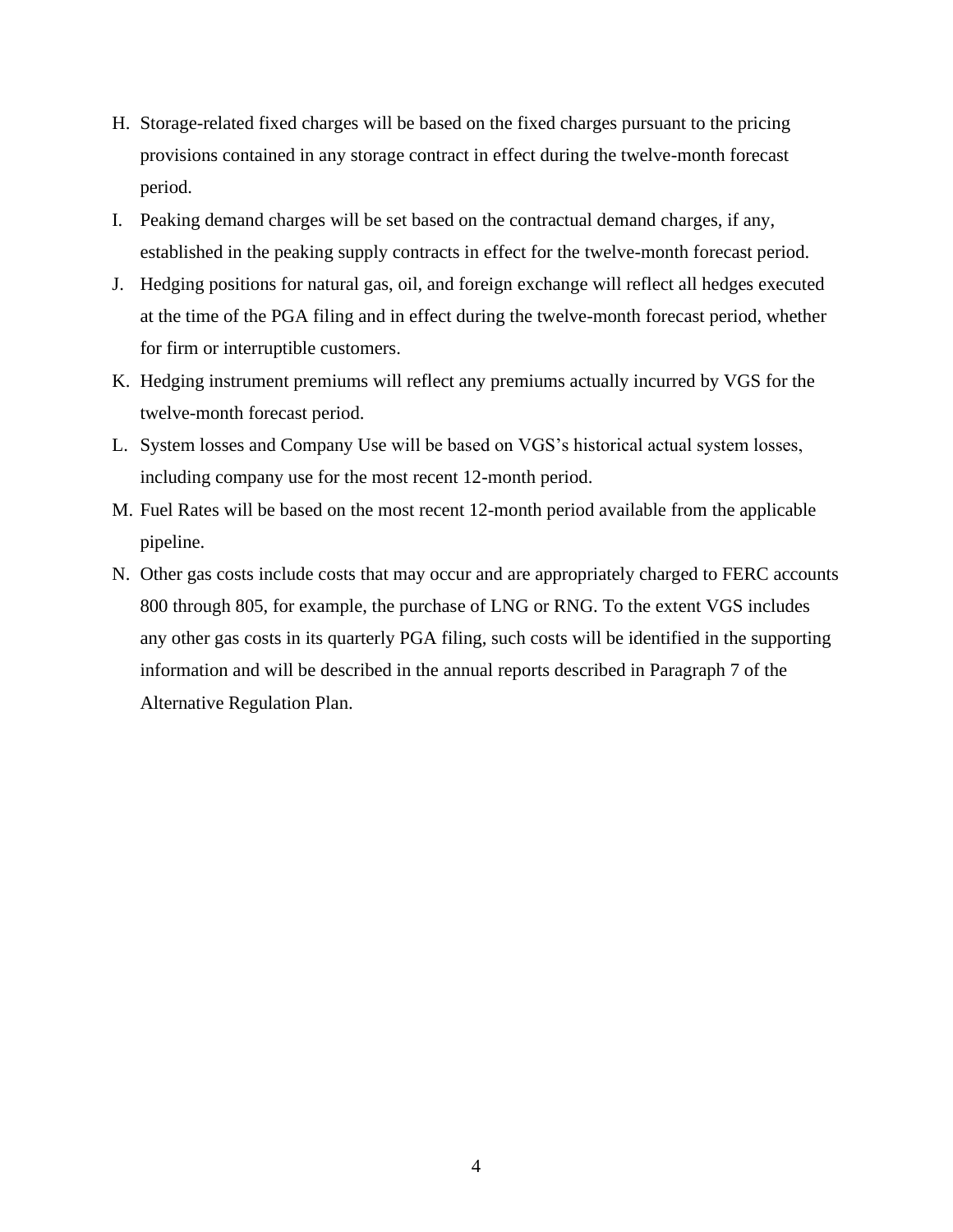H. Storage-related fixed charges will be based on the fixed charges pursuant to the pricing provisions contained in any storage contract in effect during the twelve-month forecast period.

I. Peaking demand charges will be set based on the contractual demand charges, if any, established in the peaking supply contracts in effect for the twelve-month forecast period.

J. Hedging positions for natural gas, oil, and foreign exchange will reflect all hedges executed at the time of the PGA filing and in effect during the twelve-month forecast period, whether for firm or interruptible customers.

K. Hedging instrument premiums will reflect any premiums actually incurred by VGS for the twelve-month forecast period.

L. System losses and Company Use will be based on VGS's historical actual system losses, including company use for the most recent 12-month period.

M. Fuel Rates will be based on the most recent 12-month period available from the applicable pipeline.

N. Other gas costs include costs that may occur and are appropriately charged to FERC accounts 800 through 805, for example, the purchase of LNG or RNG. To the extent VGS includes any other gas costs in its quarterly PGA filing, such costs will be identified in the supporting information and will be described in the annual reports described in Paragraph 7 of the Alternative Regulation Plan.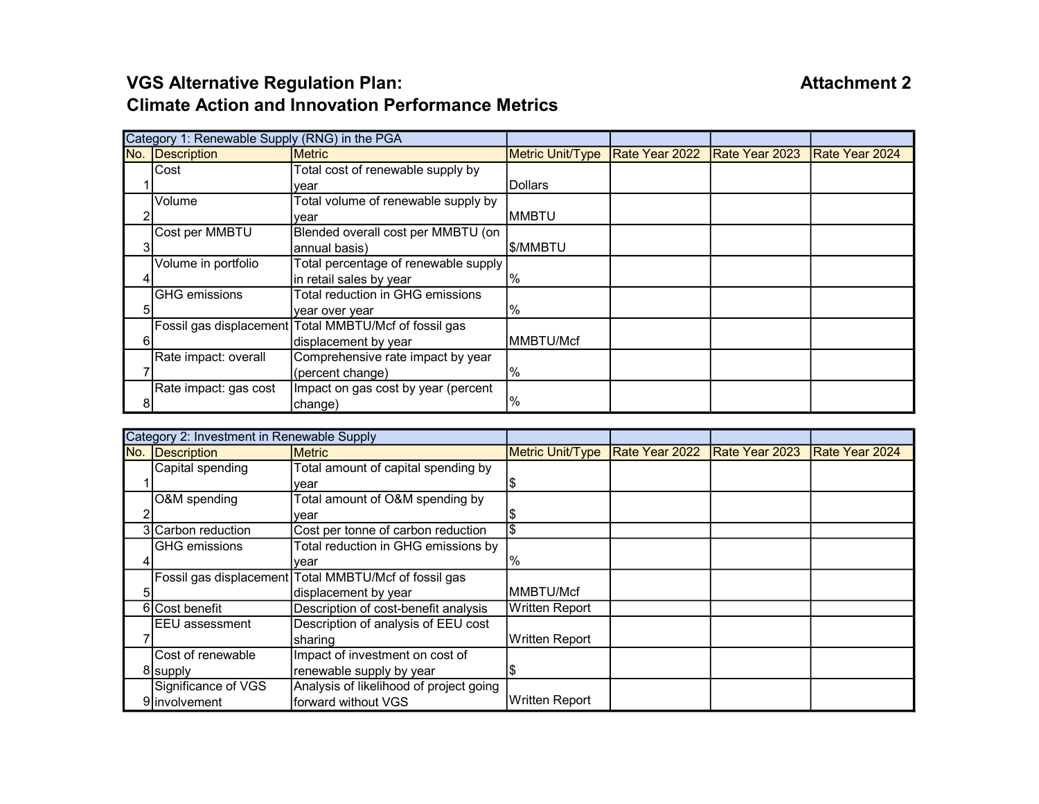# VGS Alternative Regulation Plan: Climate Action and Innovation Performance Metrics

**Attachment 2**

| Category 1: Renewable Supply (RNG) in the PGA | | | | | | |
|---|---|---|---|---|---|---|
| **No.** | **Description** | **Metric** | **Metric Unit/Type** | **Rate Year 2022** | **Rate Year 2023** | **Rate Year 2024** |
| 1 | Cost | Total cost of renewable supply by year | Dollars | | | |
| 2 | Volume | Total volume of renewable supply by year | MMBTU | | | |
| 3 | Cost per MMBTU | Blended overall cost per MMBTU (on annual basis) | $/MMBTU | | | |
| 4 | Volume in portfolio | Total percentage of renewable supply in retail sales by year | % | | | |
| 5 | GHG emissions | Total reduction in GHG emissions year over year | % | | | |
| 6 | Fossil gas displacement | Total MMBTU/Mcf of fossil gas displacement by year | MMBTU/Mcf | | | |
| 7 | Rate impact: overall | Comprehensive rate impact by year (percent change) | % | | | |
| 8 | Rate impact: gas cost | Impact on gas cost by year (percent change) | % | | | |

| Category 2: Investment in Renewable Supply | | | | | | |
|---|---|---|---|---|---|---|
| **No.** | **Description** | **Metric** | **Metric Unit/Type** | **Rate Year 2022** | **Rate Year 2023** | **Rate Year 2024** |
| 1 | Capital spending | Total amount of capital spending by year | $ | | | |
| 2 | O&M spending | Total amount of O&M spending by year | $ | | | |
| 3 | Carbon reduction | Cost per tonne of carbon reduction | $ | | | |
| 4 | GHG emissions | Total reduction in GHG emissions by year | % | | | |
| 5 | Fossil gas displacement | Total MMBTU/Mcf of fossil gas displacement by year | MMBTU/Mcf | | | |
| 6 | Cost benefit | Description of cost-benefit analysis | Written Report | | | |
| 7 | EEU assessment | Description of analysis of EEU cost sharing | Written Report | | | |
| 8 | Cost of renewable supply | Impact of investment on cost of renewable supply by year | $ | | | |
| 9 | Significance of VGS involvement | Analysis of likelihood of project going forward without VGS | Written Report | | | |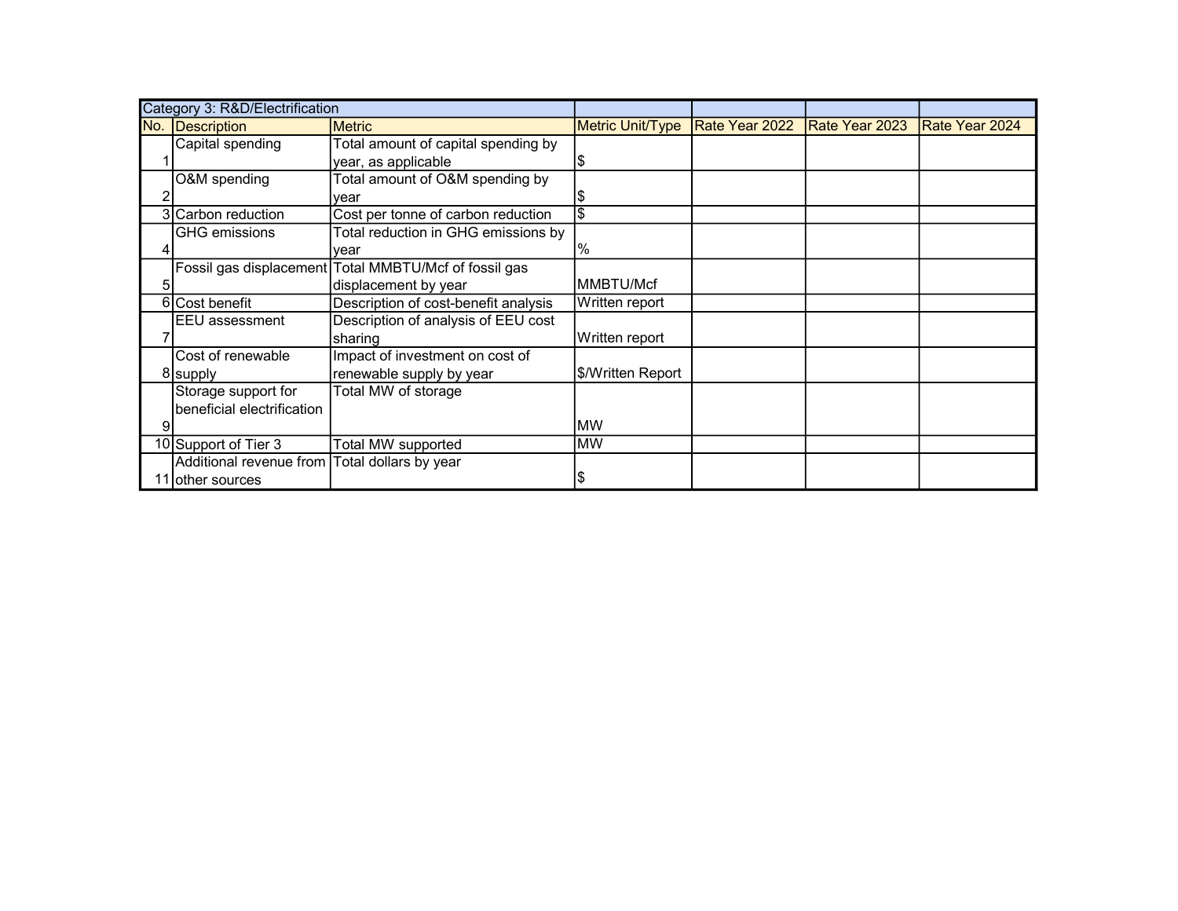| Category 3: R&D/Electrification | | | | | | |
|---|---|---|---|---|---|---|
| No. | Description | Metric | Metric Unit/Type | Rate Year 2022 | Rate Year 2023 | Rate Year 2024 |
| 1 | Capital spending | Total amount of capital spending by year, as applicable | $ | | | |
| 2 | O&M spending | Total amount of O&M spending by year | $ | | | |
| 3 | Carbon reduction | Cost per tonne of carbon reduction | $ | | | |
| 4 | GHG emissions | Total reduction in GHG emissions by year | % | | | |
| 5 | Fossil gas displacement | Total MMBTU/Mcf of fossil gas displacement by year | MMBTU/Mcf | | | |
| 6 | Cost benefit | Description of cost-benefit analysis | Written report | | | |
| 7 | EEU assessment | Description of analysis of EEU cost sharing | Written report | | | |
| 8 | Cost of renewable supply | Impact of investment on cost of renewable supply by year | $/Written Report | | | |
| 9 | Storage support for beneficial electrification | Total MW of storage | MW | | | |
| 10 | Support of Tier 3 | Total MW supported | MW | | | |
| 11 | Additional revenue from other sources | Total dollars by year | $ | | | |